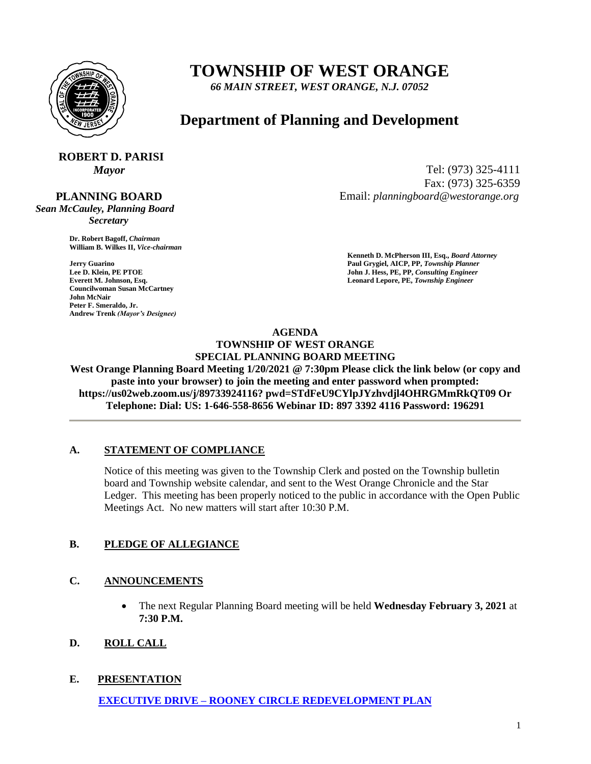# TOWNSHIP OF WEST ORANGE

*66 MAIN STREET, WEST ORANGE, N.J. 07052*

## Department of Planning and Development

**ROBERT D. PARISI**
*Mayor*

Tel: (973) 325-4111
Fax: (973) 325-6359
Email: *planningboard@westorange.org*

**PLANNING BOARD**
*Sean McCauley, Planning Board Secretary*

**Dr. Robert Bagoff,** ***Chairman***
**William B. Wilkes II,** ***Vice-chairman***

**Jerry Guarino**
**Lee D. Klein, PE PTOE**
**Everett M. Johnson, Esq.**
**Councilwoman Susan McCartney**
**John McNair**
**Peter F. Smeraldo, Jr.**
**Andrew Trenk** ***(Mayor's Designee)***

**Kenneth D. McPherson III, Esq.,** ***Board Attorney***
**Paul Grygiel, AICP, PP,** ***Township Planner***
**John J. Hess, PE, PP,** ***Consulting Engineer***
**Leonard Lepore, PE,** ***Township Engineer***

**AGENDA**
**TOWNSHIP OF WEST ORANGE**
**SPECIAL PLANNING BOARD MEETING**

**West Orange Planning Board Meeting 1/20/2021 @ 7:30pm Please click the link below (or copy and paste into your browser) to join the meeting and enter password when prompted: https://us02web.zoom.us/j/89733924116? pwd=STdFeU9CYlpJYzhvdjl4OHRGMmRkQT09 Or Telephone: Dial: US: 1-646-558-8656 Webinar ID: 897 3392 4116 Password: 196291**

---

### A. STATEMENT OF COMPLIANCE

Notice of this meeting was given to the Township Clerk and posted on the Township bulletin board and Township website calendar, and sent to the West Orange Chronicle and the Star Ledger. This meeting has been properly noticed to the public in accordance with the Open Public Meetings Act. No new matters will start after 10:30 P.M.

### B. PLEDGE OF ALLEGIANCE

### C. ANNOUNCEMENTS

- The next Regular Planning Board meeting will be held **Wednesday February 3, 2021** at **7:30 P.M.**

### D. ROLL CALL

### E. PRESENTATION

**EXECUTIVE DRIVE – ROONEY CIRCLE REDEVELOPMENT PLAN**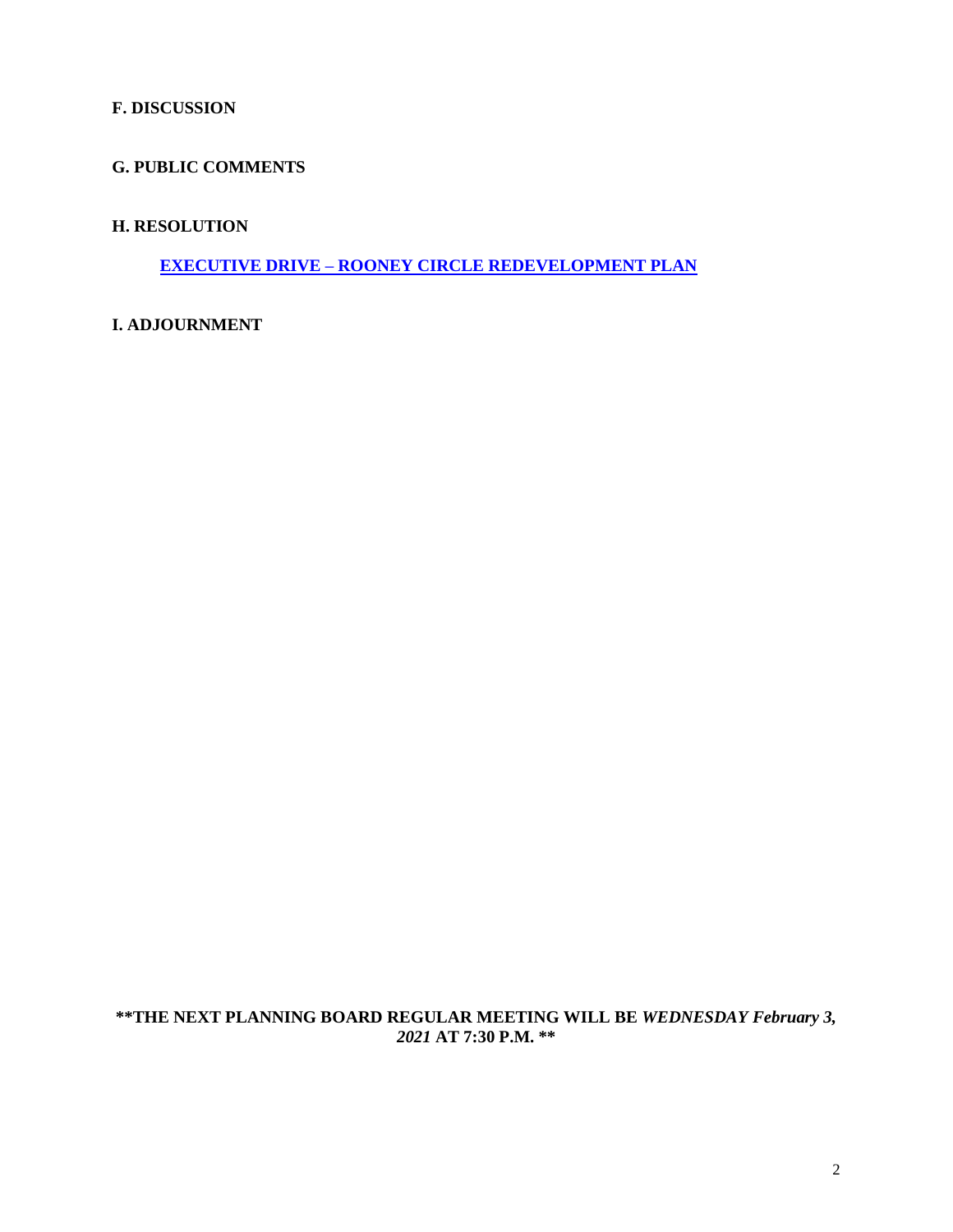**F. DISCUSSION**

**G. PUBLIC COMMENTS**

**H. RESOLUTION**

**EXECUTIVE DRIVE – ROONEY CIRCLE REDEVELOPMENT PLAN**

**I. ADJOURNMENT**

**\*\*THE NEXT PLANNING BOARD REGULAR MEETING WILL BE *WEDNESDAY February 3, 2021* AT 7:30 P.M. \*\***